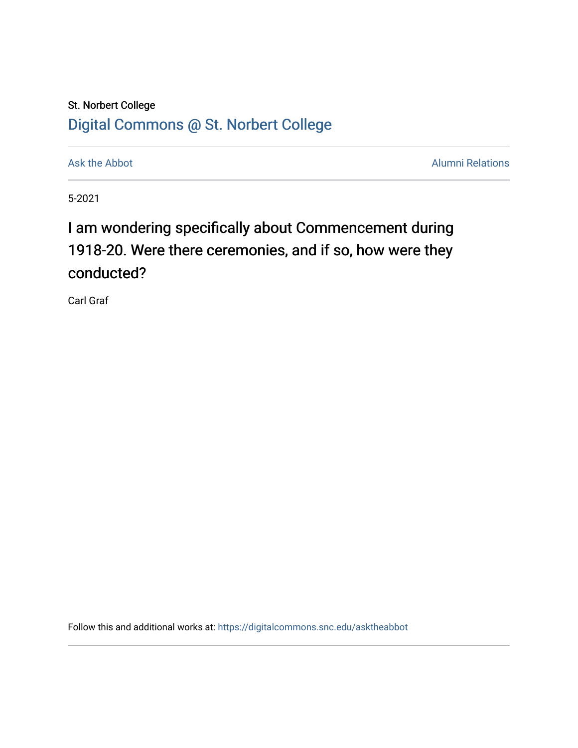St. Norbert College

[Digital Commons @ St. Norbert College](https://digitalcommons.snc.edu)

Ask the Abbot | Alumni Relations

5-2021

# I am wondering specifically about Commencement during 1918-20. Were there ceremonies, and if so, how were they conducted?

Carl Graf

Follow this and additional works at: https://digitalcommons.snc.edu/asktheabbot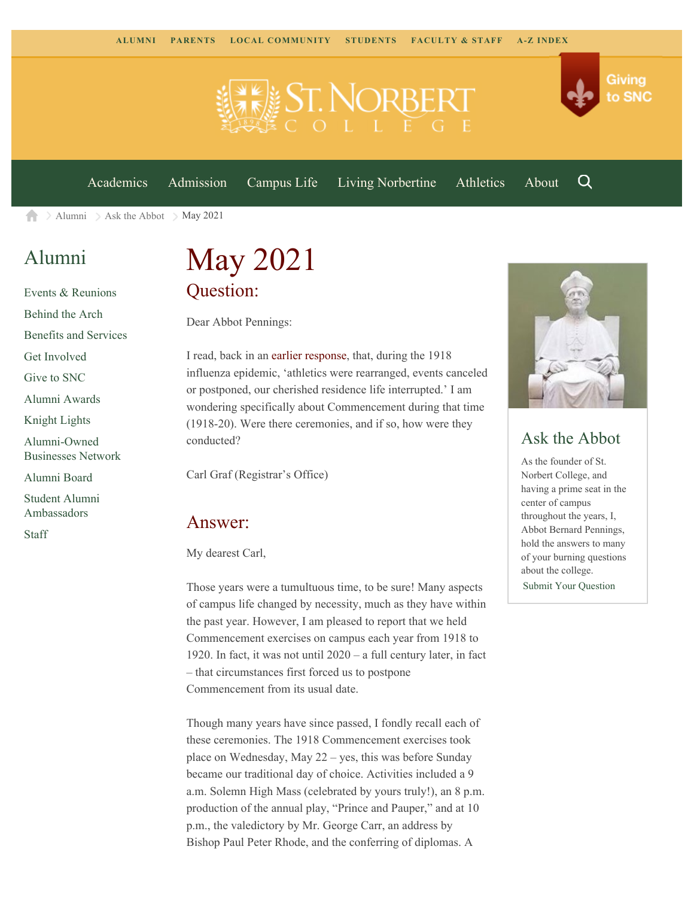ALUMNI PARENTS LOCAL COMMUNITY STUDENTS FACULTY & STAFF A-Z INDEX

Giving to SNC

Academics Admission Campus Life Living Norbertine Athletics About

Alumni > Ask the Abbot > May 2021

## Alumni

- Events & Reunions
- Behind the Arch
- Benefits and Services
- Get Involved
- Give to SNC
- Alumni Awards
- Knight Lights
- Alumni-Owned Businesses Network
- Alumni Board
- Student Alumni Ambassadors
- Staff

# May 2021

## Question:

Dear Abbot Pennings:

I read, back in an earlier response, that, during the 1918 influenza epidemic, 'athletics were rearranged, events canceled or postponed, our cherished residence life interrupted.' I am wondering specifically about Commencement during that time (1918-20). Were there ceremonies, and if so, how were they conducted?

Carl Graf (Registrar's Office)

## Answer:

My dearest Carl,

Those years were a tumultuous time, to be sure! Many aspects of campus life changed by necessity, much as they have within the past year. However, I am pleased to report that we held Commencement exercises on campus each year from 1918 to 1920. In fact, it was not until 2020 – a full century later, in fact – that circumstances first forced us to postpone Commencement from its usual date.

Though many years have since passed, I fondly recall each of these ceremonies. The 1918 Commencement exercises took place on Wednesday, May 22 – yes, this was before Sunday became our traditional day of choice. Activities included a 9 a.m. Solemn High Mass (celebrated by yours truly!), an 8 p.m. production of the annual play, "Prince and Pauper," and at 10 p.m., the valedictory by Mr. George Carr, an address by Bishop Paul Peter Rhode, and the conferring of diplomas. A

## Ask the Abbot

As the founder of St. Norbert College, and having a prime seat in the center of campus throughout the years, I, Abbot Bernard Pennings, hold the answers to many of your burning questions about the college.

Submit Your Question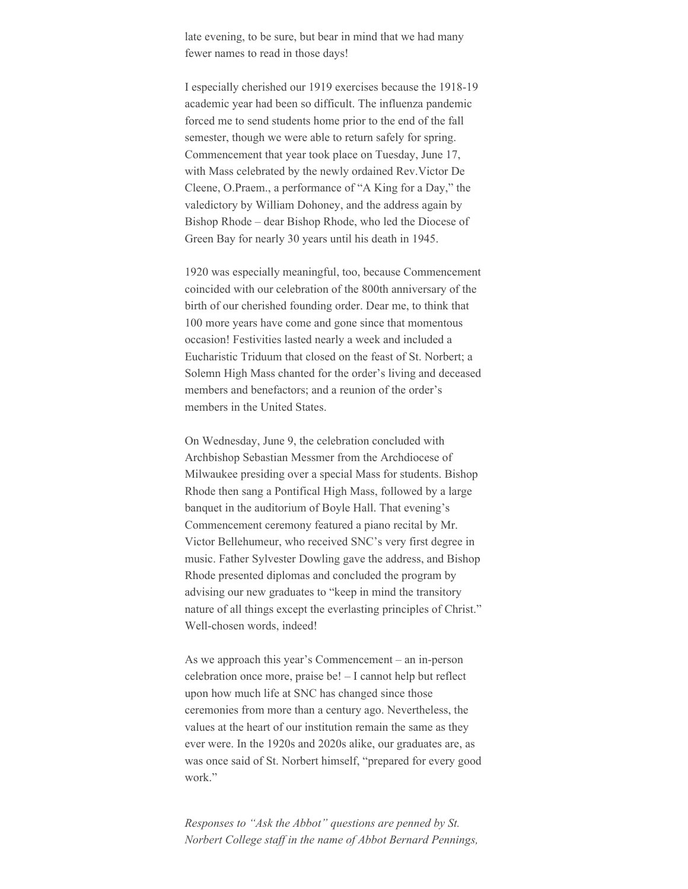late evening, to be sure, but bear in mind that we had many fewer names to read in those days!

I especially cherished our 1919 exercises because the 1918-19 academic year had been so difficult. The influenza pandemic forced me to send students home prior to the end of the fall semester, though we were able to return safely for spring. Commencement that year took place on Tuesday, June 17, with Mass celebrated by the newly ordained Rev.Victor De Cleene, O.Praem., a performance of "A King for a Day," the valedictory by William Dohoney, and the address again by Bishop Rhode – dear Bishop Rhode, who led the Diocese of Green Bay for nearly 30 years until his death in 1945.

1920 was especially meaningful, too, because Commencement coincided with our celebration of the 800th anniversary of the birth of our cherished founding order. Dear me, to think that 100 more years have come and gone since that momentous occasion! Festivities lasted nearly a week and included a Eucharistic Triduum that closed on the feast of St. Norbert; a Solemn High Mass chanted for the order's living and deceased members and benefactors; and a reunion of the order's members in the United States.

On Wednesday, June 9, the celebration concluded with Archbishop Sebastian Messmer from the Archdiocese of Milwaukee presiding over a special Mass for students. Bishop Rhode then sang a Pontifical High Mass, followed by a large banquet in the auditorium of Boyle Hall. That evening's Commencement ceremony featured a piano recital by Mr. Victor Bellehumeur, who received SNC's very first degree in music. Father Sylvester Dowling gave the address, and Bishop Rhode presented diplomas and concluded the program by advising our new graduates to "keep in mind the transitory nature of all things except the everlasting principles of Christ." Well-chosen words, indeed!

As we approach this year's Commencement – an in-person celebration once more, praise be! – I cannot help but reflect upon how much life at SNC has changed since those ceremonies from more than a century ago. Nevertheless, the values at the heart of our institution remain the same as they ever were. In the 1920s and 2020s alike, our graduates are, as was once said of St. Norbert himself, "prepared for every good work."

*Responses to "Ask the Abbot" questions are penned by St. Norbert College staff in the name of Abbot Bernard Pennings,*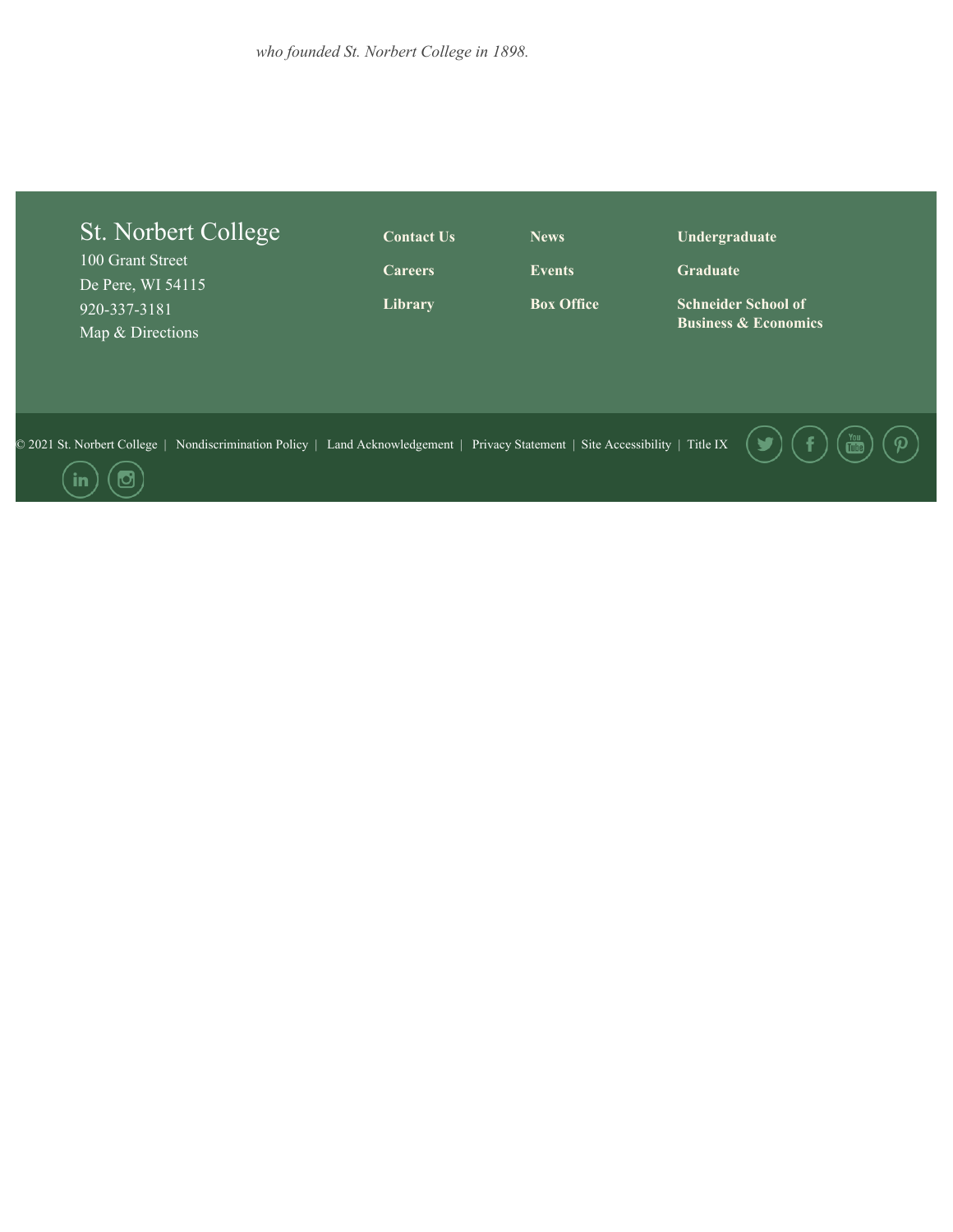*who founded St. Norbert College in 1898.*

St. Norbert College
100 Grant Street
De Pere, WI 54115
920-337-3181
Map & Directions

**Contact Us**

**Careers**

**Library**

**News**

**Events**

**Box Office**

**Undergraduate**

**Graduate**

**Schneider School of Business & Economics**

© 2021 St. Norbert College | Nondiscrimination Policy | Land Acknowledgement | Privacy Statement | Site Accessibility | Title IX